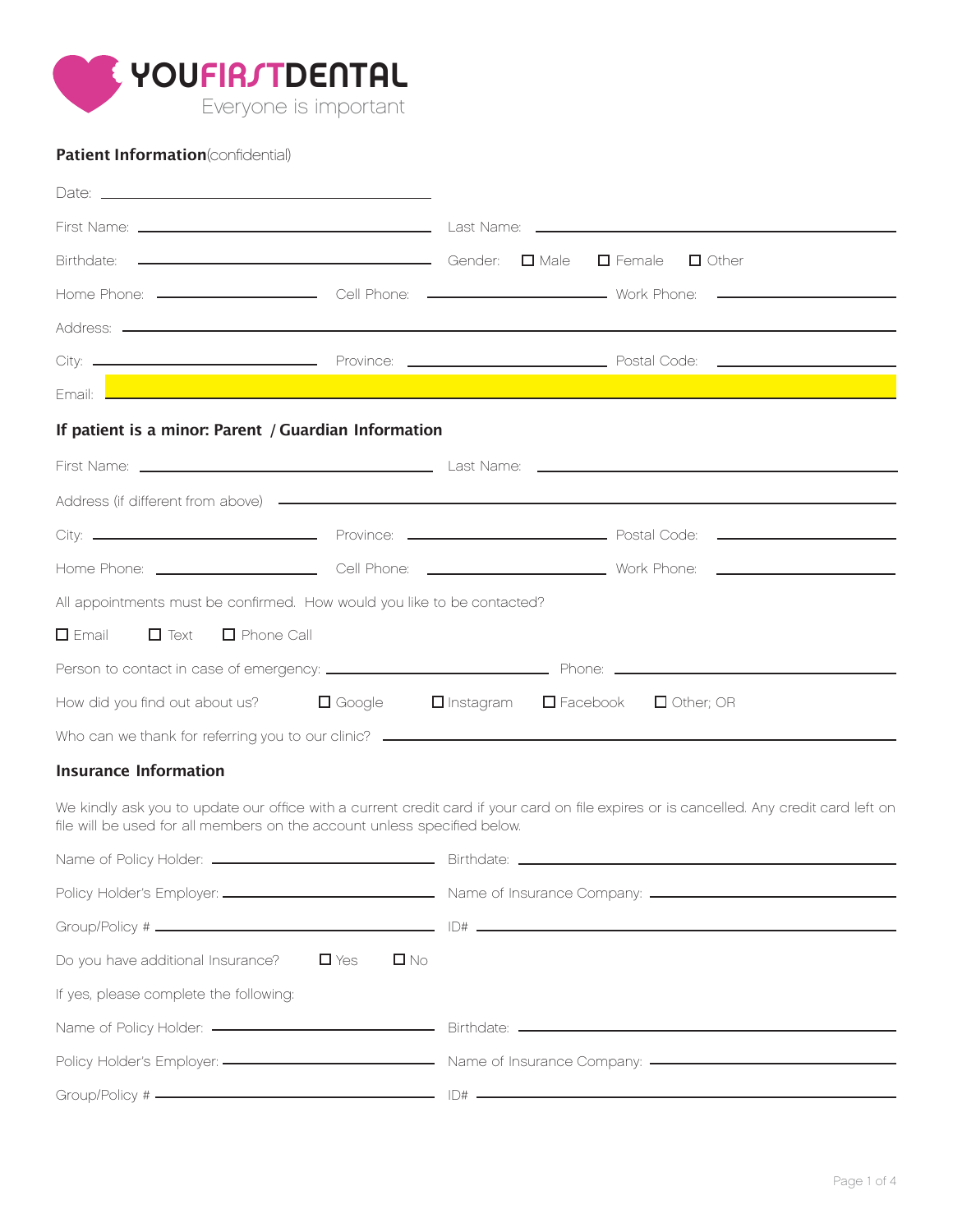# YOUFIRSTDENTAL

Everyone is important

**Patient Information**(confidential)

Date: ______________________

First Name: ______________________ Last Name: ______________________

Birthdate: ______________________ Gender: ☐ Male ☐ Female ☐ Other

Home Phone: ____________ Cell Phone: ____________ Work Phone: ____________

Address: ______________________

City: ____________ Province: ____________ Postal Code: ____________

Email: ______________________

**If patient is a minor: Parent / Guardian Information**

First Name: ______________________ Last Name: ______________________

Address (if different from above) ______________________

City: ____________ Province: ____________ Postal Code: ____________

Home Phone: ____________ Cell Phone: ____________ Work Phone: ____________

All appointments must be confirmed. How would you like to be contacted?

☐ Email ☐ Text ☐ Phone Call

Person to contact in case of emergency: ______________________ Phone: ______________________

How did you find out about us? ☐ Google ☐ Instagram ☐ Facebook ☐ Other; OR

Who can we thank for referring you to our clinic? ______________________

**Insurance Information**

We kindly ask you to update our office with a current credit card if your card on file expires or is cancelled. Any credit card left on file will be used for all members on the account unless specified below.

Name of Policy Holder: ______________________ Birthdate: ______________________

Policy Holder's Employer: ______________________ Name of Insurance Company: ______________________

Group/Policy # ______________________ ID# ______________________

Do you have additional Insurance? ☐ Yes ☐ No

If yes, please complete the following:

Name of Policy Holder: ______________________ Birthdate: ______________________

Policy Holder's Employer: ______________________ Name of Insurance Company: ______________________

Group/Policy # ______________________ ID# ______________________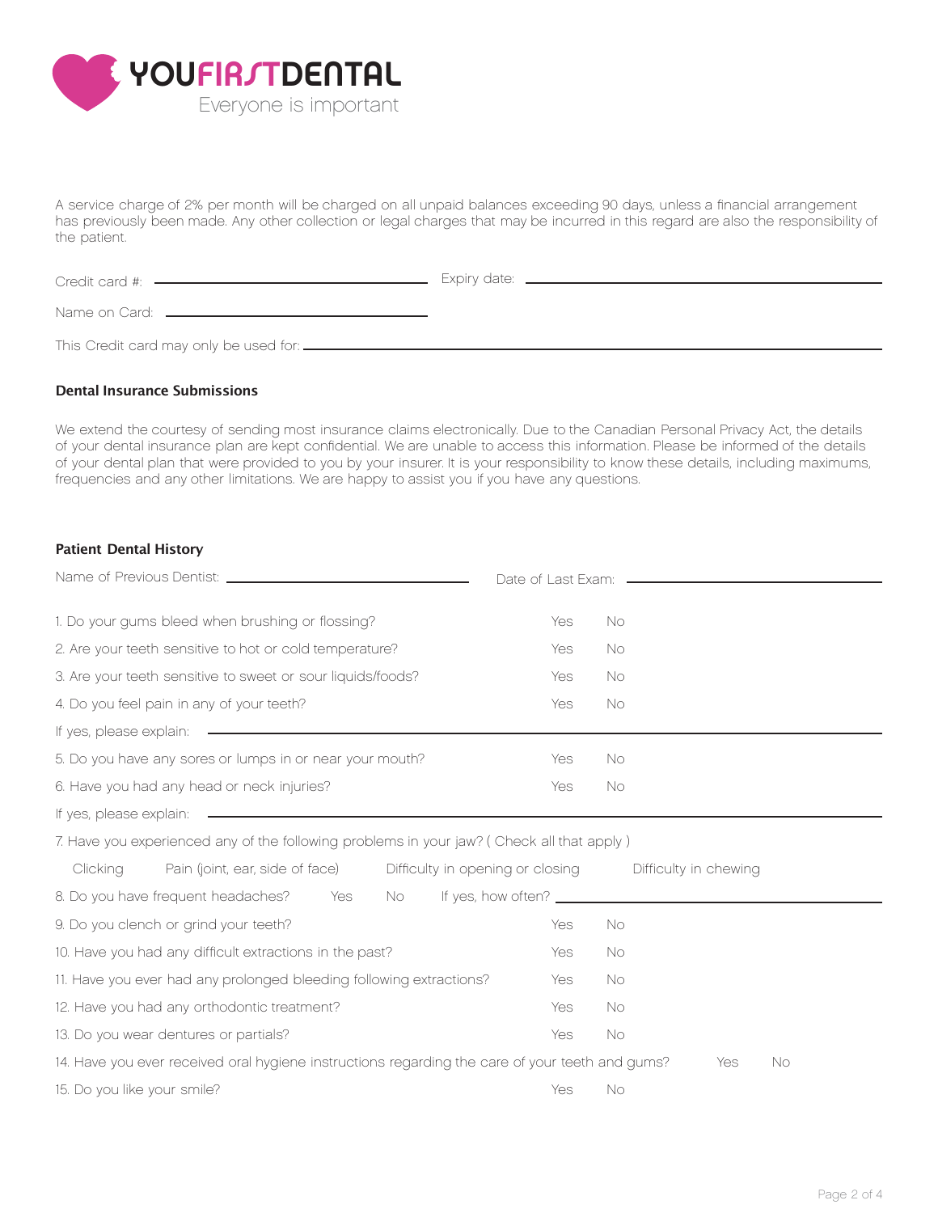YOUFIRSTDENTAL

Everyone is important

A service charge of 2% per month will be charged on all unpaid balances exceeding 90 days, unless a financial arrangement has previously been made. Any other collection or legal charges that may be incurred in this regard are also the responsibility of the patient.

Credit card #: ______________________ Expiry date: ______________________

Name on Card: ______________________

This Credit card may only be used for: ______________________

**Dental Insurance Submissions**

We extend the courtesy of sending most insurance claims electronically. Due to the Canadian Personal Privacy Act, the details of your dental insurance plan are kept confidential. We are unable to access this information. Please be informed of the details of your dental plan that were provided to you by your insurer. It is your responsibility to know these details, including maximums, frequencies and any other limitations. We are happy to assist you if you have any questions.

**Patient Dental History**

Name of Previous Dentist: ______________________ Date of Last Exam: ______________________

1. Do your gums bleed when brushing or flossing? Yes No
2. Are your teeth sensitive to hot or cold temperature? Yes No
3. Are your teeth sensitive to sweet or sour liquids/foods? Yes No
4. Do you feel pain in any of your teeth? Yes No

If yes, please explain: ______________________

5. Do you have any sores or lumps in or near your mouth? Yes No
6. Have you had any head or neck injuries? Yes No

If yes, please explain: ______________________

7. Have you experienced any of the following problems in your jaw? ( Check all that apply )

Clicking Pain (joint, ear, side of face) Difficulty in opening or closing Difficulty in chewing

8. Do you have frequent headaches? Yes No If yes, how often? ______________________
9. Do you clench or grind your teeth? Yes No
10. Have you had any difficult extractions in the past? Yes No
11. Have you ever had any prolonged bleeding following extractions? Yes No
12. Have you had any orthodontic treatment? Yes No
13. Do you wear dentures or partials? Yes No
14. Have you ever received oral hygiene instructions regarding the care of your teeth and gums? Yes No
15. Do you like your smile? Yes No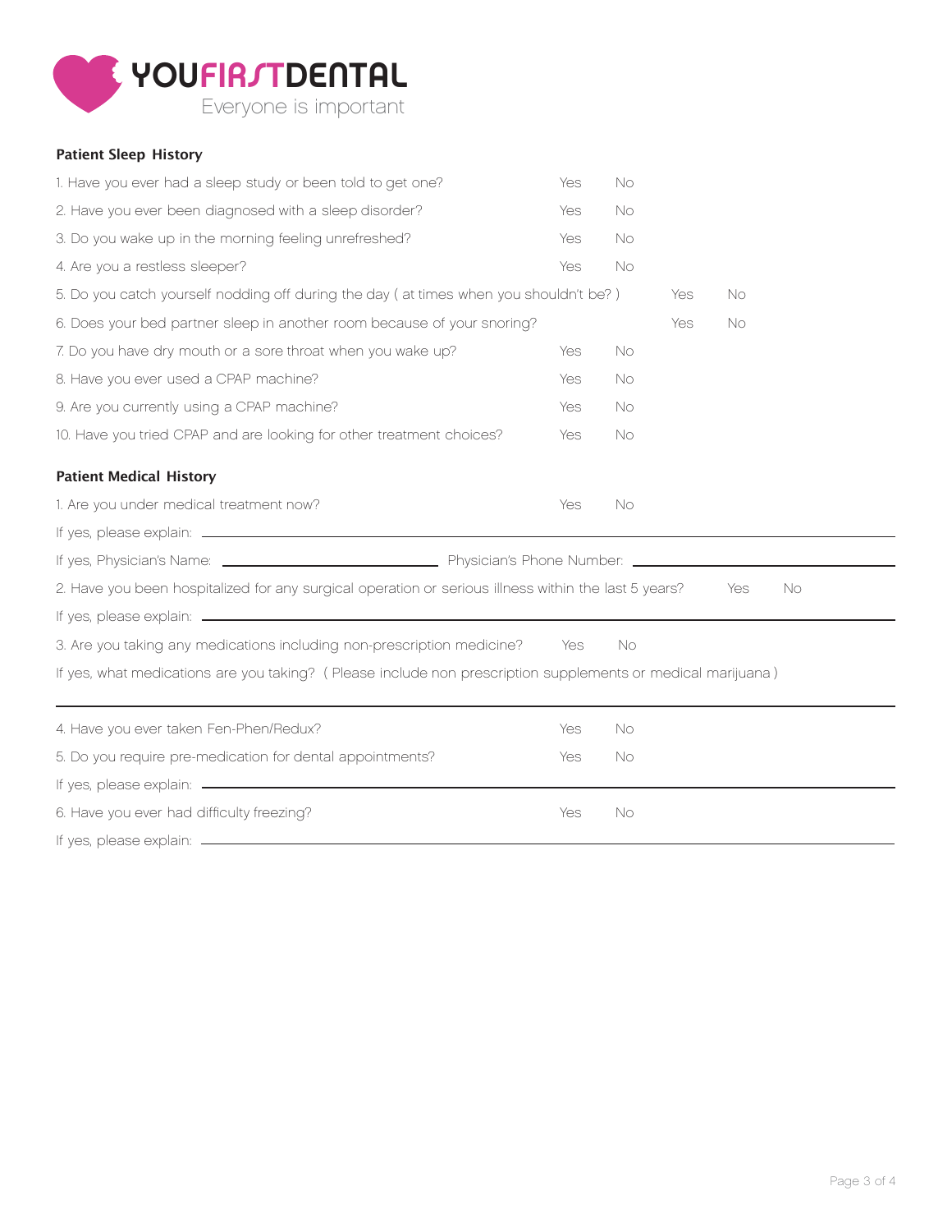YOUFIRSTDENTAL

Everyone is important

**Patient Sleep History**

1. Have you ever had a sleep study or been told to get one? Yes No
2. Have you ever been diagnosed with a sleep disorder? Yes No
3. Do you wake up in the morning feeling unrefreshed? Yes No
4. Are you a restless sleeper? Yes No
5. Do you catch yourself nodding off during the day ( at times when you shouldn't be? ) Yes No
6. Does your bed partner sleep in another room because of your snoring? Yes No
7. Do you have dry mouth or a sore throat when you wake up? Yes No
8. Have you ever used a CPAP machine? Yes No
9. Are you currently using a CPAP machine? Yes No
10. Have you tried CPAP and are looking for other treatment choices? Yes No

**Patient Medical History**

1. Are you under medical treatment now? Yes No

If yes, please explain: ______________________________

If yes, Physician's Name: ______________________ Physician's Phone Number: ______________________

2. Have you been hospitalized for any surgical operation or serious illness within the last 5 years? Yes No

If yes, please explain: ______________________________

3. Are you taking any medications including non-prescription medicine? Yes No

If yes, what medications are you taking? ( Please include non prescription supplements or medical marijuana )

______________________________

4. Have you ever taken Fen-Phen/Redux? Yes No
5. Do you require pre-medication for dental appointments? Yes No

If yes, please explain: ______________________________

6. Have you ever had difficulty freezing? Yes No

If yes, please explain: ______________________________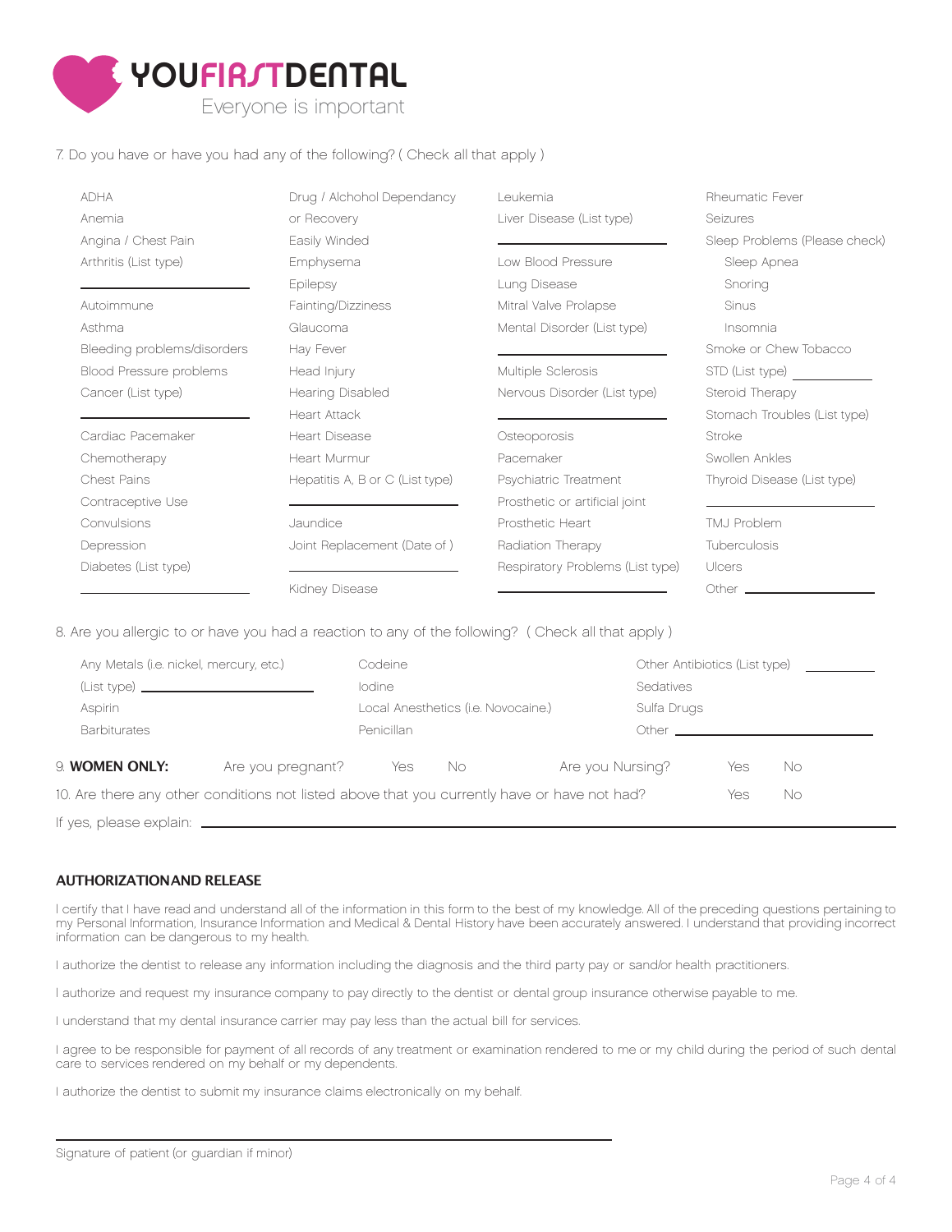**YOUFIRSTDENTAL**

Everyone is important

7. Do you have or have you had any of the following? ( Check all that apply )

| | | | |
|---|---|---|---|
| ADHA | Drug / Alchohol Dependancy | Leukemia | Rheumatic Fever |
| Anemia | or Recovery | Liver Disease (List type) | Seizures |
| Angina / Chest Pain | Easily Winded | ______________ | Sleep Problems (Please check) |
| Arthritis (List type) | Emphysema | Low Blood Pressure | Sleep Apnea |
| ______________ | Epilepsy | Lung Disease | Snoring |
| Autoimmune | Fainting/Dizziness | Mitral Valve Prolapse | Sinus |
| Asthma | Glaucoma | Mental Disorder (List type) | Insomnia |
| Bleeding problems/disorders | Hay Fever | ______________ | Smoke or Chew Tobacco |
| Blood Pressure problems | Head Injury | Multiple Sclerosis | STD (List type) __________ |
| Cancer (List type) | Hearing Disabled | Nervous Disorder (List type) | Steroid Therapy |
| ______________ | Heart Attack | ______________ | Stomach Troubles (List type) |
| Cardiac Pacemaker | Heart Disease | Osteoporosis | Stroke |
| Chemotherapy | Heart Murmur | Pacemaker | Swollen Ankles |
| Chest Pains | Hepatitis A, B or C (List type) | Psychiatric Treatment | Thyroid Disease (List type) |
| Contraceptive Use | ______________ | Prosthetic or artificial joint | ______________ |
| Convulsions | Jaundice | Prosthetic Heart | TMJ Problem |
| Depression | Joint Replacement (Date of ) | Radiation Therapy | Tuberculosis |
| Diabetes (List type) | ______________ | Respiratory Problems (List type) | Ulcers |
| ______________ | Kidney Disease | ______________ | Other ______________ |

8. Are you allergic to or have you had a reaction to any of the following? ( Check all that apply )

| | | |
|---|---|---|
| Any Metals (i.e. nickel, mercury, etc.) | Codeine | Other Antibiotics (List type) __________ |
| (List type) ______________ | Iodine | Sedatives |
| Aspirin | Local Anesthetics (i.e. Novocaine.) | Sulfa Drugs |
| Barbiturates | Penicillan | Other ______________ |

9. **WOMEN ONLY:** Are you pregnant? Yes No Are you Nursing? Yes No

10. Are there any other conditions not listed above that you currently have or have not had? Yes No

If yes, please explain: ______________________________________________

### AUTHORIZATION AND RELEASE

I certify that I have read and understand all of the information in this form to the best of my knowledge. All of the preceding questions pertaining to my Personal Information, Insurance Information and Medical & Dental History have been accurately answered. I understand that providing incorrect information can be dangerous to my health.

I authorize the dentist to release any information including the diagnosis and the third party pay or sand/or health practitioners.

I authorize and request my insurance company to pay directly to the dentist or dental group insurance otherwise payable to me.

I understand that my dental insurance carrier may pay less than the actual bill for services.

I agree to be responsible for payment of all records of any treatment or examination rendered to me or my child during the period of such dental care to services rendered on my behalf or my dependents.

I authorize the dentist to submit my insurance claims electronically on my behalf.

______________________________________________

Signature of patient (or guardian if minor)